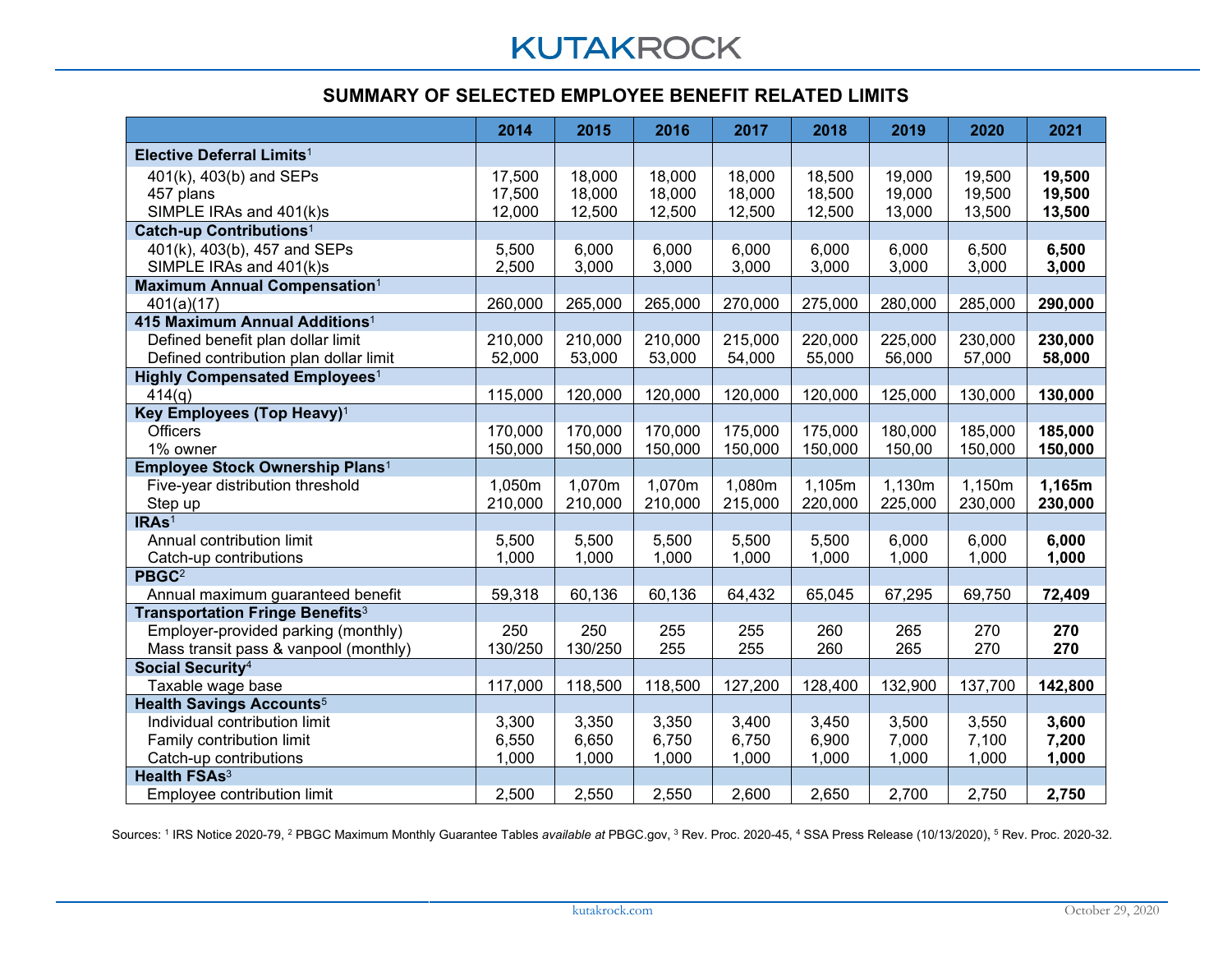# KUTAKROCK

## SUMMARY OF SELECTED EMPLOYEE BENEFIT RELATED LIMITS

| | 2014 | 2015 | 2016 | 2017 | 2018 | 2019 | 2020 | 2021 |
|---|---|---|---|---|---|---|---|---|
| **Elective Deferral Limits**[1] | | | | | | | | |
| 401(k), 403(b) and SEPs | 17,500 | 18,000 | 18,000 | 18,000 | 18,500 | 19,000 | 19,500 | **19,500** |
| 457 plans | 17,500 | 18,000 | 18,000 | 18,000 | 18,500 | 19,000 | 19,500 | **19,500** |
| SIMPLE IRAs and 401(k)s | 12,000 | 12,500 | 12,500 | 12,500 | 12,500 | 13,000 | 13,500 | **13,500** |
| **Catch-up Contributions**[1] | | | | | | | | |
| 401(k), 403(b), 457 and SEPs | 5,500 | 6,000 | 6,000 | 6,000 | 6,000 | 6,000 | 6,500 | **6,500** |
| SIMPLE IRAs and 401(k)s | 2,500 | 3,000 | 3,000 | 3,000 | 3,000 | 3,000 | 3,000 | **3,000** |
| **Maximum Annual Compensation**[1] | | | | | | | | |
| 401(a)(17) | 260,000 | 265,000 | 265,000 | 270,000 | 275,000 | 280,000 | 285,000 | **290,000** |
| **415 Maximum Annual Additions**[1] | | | | | | | | |
| Defined benefit plan dollar limit | 210,000 | 210,000 | 210,000 | 215,000 | 220,000 | 225,000 | 230,000 | **230,000** |
| Defined contribution plan dollar limit | 52,000 | 53,000 | 53,000 | 54,000 | 55,000 | 56,000 | 57,000 | **58,000** |
| **Highly Compensated Employees**[1] | | | | | | | | |
| 414(q) | 115,000 | 120,000 | 120,000 | 120,000 | 120,000 | 125,000 | 130,000 | **130,000** |
| **Key Employees (Top Heavy)**[1] | | | | | | | | |
| Officers | 170,000 | 170,000 | 170,000 | 175,000 | 175,000 | 180,000 | 185,000 | **185,000** |
| 1% owner | 150,000 | 150,000 | 150,000 | 150,000 | 150,000 | 150,00 | 150,000 | **150,000** |
| **Employee Stock Ownership Plans**[1] | | | | | | | | |
| Five-year distribution threshold | 1,050m | 1,070m | 1,070m | 1,080m | 1,105m | 1,130m | 1,150m | **1,165m** |
| Step up | 210,000 | 210,000 | 210,000 | 215,000 | 220,000 | 225,000 | 230,000 | **230,000** |
| **IRAs**[1] | | | | | | | | |
| Annual contribution limit | 5,500 | 5,500 | 5,500 | 5,500 | 5,500 | 6,000 | 6,000 | **6,000** |
| Catch-up contributions | 1,000 | 1,000 | 1,000 | 1,000 | 1,000 | 1,000 | 1,000 | **1,000** |
| **PBGC**[2] | | | | | | | | |
| Annual maximum guaranteed benefit | 59,318 | 60,136 | 60,136 | 64,432 | 65,045 | 67,295 | 69,750 | **72,409** |
| **Transportation Fringe Benefits**[3] | | | | | | | | |
| Employer-provided parking (monthly) | 250 | 250 | 255 | 255 | 260 | 265 | 270 | **270** |
| Mass transit pass & vanpool (monthly) | 130/250 | 130/250 | 255 | 255 | 260 | 265 | 270 | **270** |
| **Social Security**[4] | | | | | | | | |
| Taxable wage base | 117,000 | 118,500 | 118,500 | 127,200 | 128,400 | 132,900 | 137,700 | **142,800** |
| **Health Savings Accounts**[5] | | | | | | | | |
| Individual contribution limit | 3,300 | 3,350 | 3,350 | 3,400 | 3,450 | 3,500 | 3,550 | **3,600** |
| Family contribution limit | 6,550 | 6,650 | 6,750 | 6,750 | 6,900 | 7,000 | 7,100 | **7,200** |
| Catch-up contributions | 1,000 | 1,000 | 1,000 | 1,000 | 1,000 | 1,000 | 1,000 | **1,000** |
| **Health FSAs**[3] | | | | | | | | |
| Employee contribution limit | 2,500 | 2,550 | 2,550 | 2,600 | 2,650 | 2,700 | 2,750 | **2,750** |

Sources: [1] IRS Notice 2020-79, [2] PBGC Maximum Monthly Guarantee Tables *available at* PBGC.gov, [3] Rev. Proc. 2020-45, [4] SSA Press Release (10/13/2020), [5] Rev. Proc. 2020-32.

kutakrock.com October 29, 2020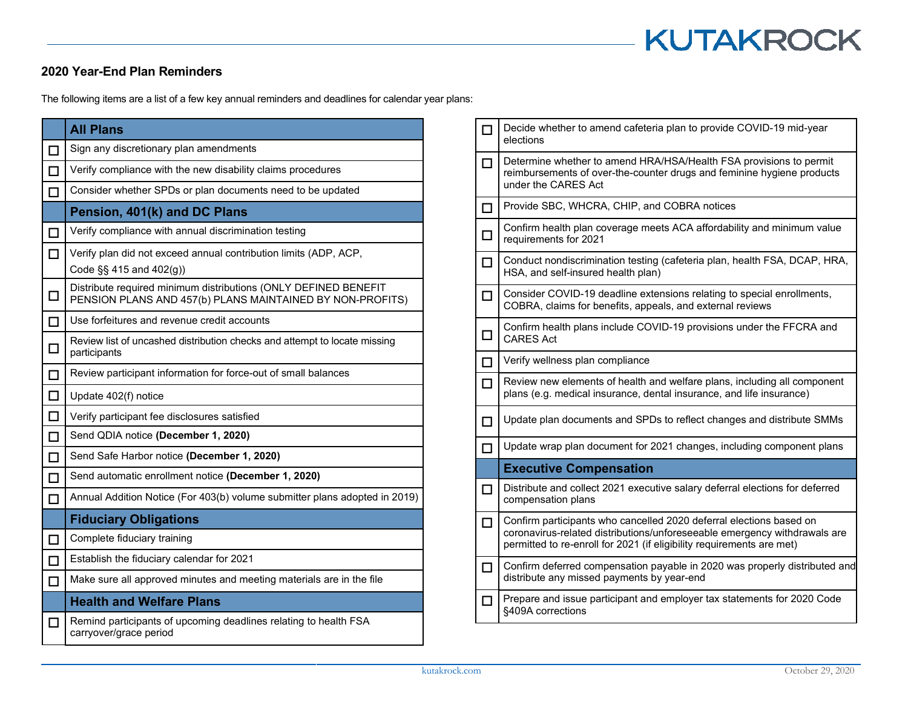## 2020 Year-End Plan Reminders

The following items are a list of a few key annual reminders and deadlines for calendar year plans:

| | **All Plans** |
|---|---|
| ☐ | Sign any discretionary plan amendments |
| ☐ | Verify compliance with the new disability claims procedures |
| ☐ | Consider whether SPDs or plan documents need to be updated |
| | **Pension, 401(k) and DC Plans** |
| ☐ | Verify compliance with annual discrimination testing |
| ☐ | Verify plan did not exceed annual contribution limits (ADP, ACP, Code §§ 415 and 402(g)) |
| ☐ | Distribute required minimum distributions (ONLY DEFINED BENEFIT PENSION PLANS AND 457(b) PLANS MAINTAINED BY NON-PROFITS) |
| ☐ | Use forfeitures and revenue credit accounts |
| ☐ | Review list of uncashed distribution checks and attempt to locate missing participants |
| ☐ | Review participant information for force-out of small balances |
| ☐ | Update 402(f) notice |
| ☐ | Verify participant fee disclosures satisfied |
| ☐ | Send QDIA notice **(December 1, 2020)** |
| ☐ | Send Safe Harbor notice **(December 1, 2020)** |
| ☐ | Send automatic enrollment notice **(December 1, 2020)** |
| ☐ | Annual Addition Notice (For 403(b) volume submitter plans adopted in 2019) |
| | **Fiduciary Obligations** |
| ☐ | Complete fiduciary training |
| ☐ | Establish the fiduciary calendar for 2021 |
| ☐ | Make sure all approved minutes and meeting materials are in the file |
| | **Health and Welfare Plans** |
| ☐ | Remind participants of upcoming deadlines relating to health FSA carryover/grace period |
| ☐ | Decide whether to amend cafeteria plan to provide COVID-19 mid-year elections |
| ☐ | Determine whether to amend HRA/HSA/Health FSA provisions to permit reimbursements of over-the-counter drugs and feminine hygiene products under the CARES Act |
| ☐ | Provide SBC, WHCRA, CHIP, and COBRA notices |
| ☐ | Confirm health plan coverage meets ACA affordability and minimum value requirements for 2021 |
| ☐ | Conduct nondiscrimination testing (cafeteria plan, health FSA, DCAP, HRA, HSA, and self-insured health plan) |
| ☐ | Consider COVID-19 deadline extensions relating to special enrollments, COBRA, claims for benefits, appeals, and external reviews |
| ☐ | Confirm health plans include COVID-19 provisions under the FFCRA and CARES Act |
| ☐ | Verify wellness plan compliance |
| ☐ | Review new elements of health and welfare plans, including all component plans (e.g. medical insurance, dental insurance, and life insurance) |
| ☐ | Update plan documents and SPDs to reflect changes and distribute SMMs |
| ☐ | Update wrap plan document for 2021 changes, including component plans |
| | **Executive Compensation** |
| ☐ | Distribute and collect 2021 executive salary deferral elections for deferred compensation plans |
| ☐ | Confirm participants who cancelled 2020 deferral elections based on coronavirus-related distributions/unforeseeable emergency withdrawals are permitted to re-enroll for 2021 (if eligibility requirements are met) |
| ☐ | Confirm deferred compensation payable in 2020 was properly distributed and distribute any missed payments by year-end |
| ☐ | Prepare and issue participant and employer tax statements for 2020 Code §409A corrections |

kutakrock.com

October 29, 2020